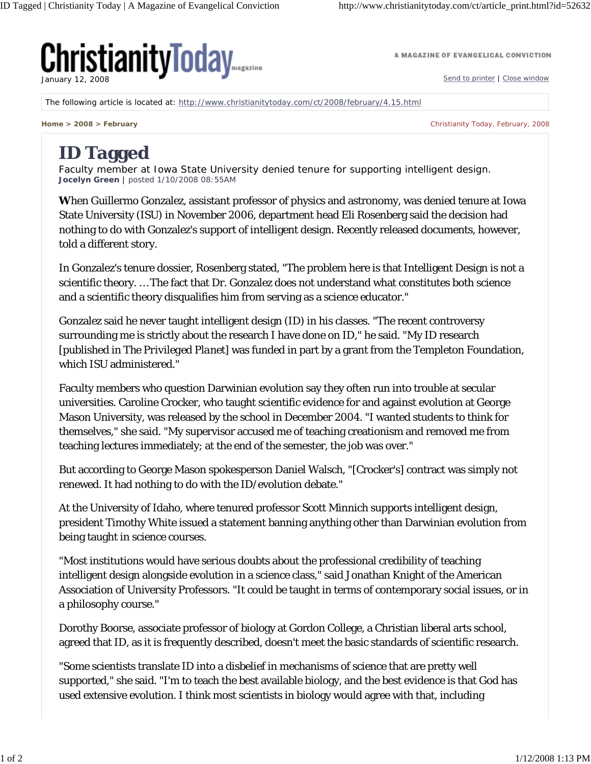# ID Tagged

Faculty member at Iowa State University denied tenure for supporting intelligent design.

**Jocelyn Green** | posted 1/10/2008 08:55AM

When Guillermo Gonzalez, assistant professor of physics and astronomy, was denied tenure at Iowa State University (ISU) in November 2006, department head Eli Rosenberg said the decision had nothing to do with Gonzalez's support of intelligent design. Recently released documents, however, told a different story.

In Gonzalez's tenure dossier, Rosenberg stated, "The problem here is that Intelligent Design is not a scientific theory. … The fact that Dr. Gonzalez does not understand what constitutes both science and a scientific theory disqualifies him from serving as a science educator."

Gonzalez said he never taught intelligent design (ID) in his classes. "The recent controversy surrounding me is strictly about the research I have done on ID," he said. "My ID research [published in *The Privileged Planet*] was funded in part by a grant from the Templeton Foundation, which ISU administered."

Faculty members who question Darwinian evolution say they often run into trouble at secular universities. Caroline Crocker, who taught scientific evidence for and against evolution at George Mason University, was released by the school in December 2004. "I wanted students to think for themselves," she said. "My supervisor accused me of teaching creationism and removed me from teaching lectures immediately; at the end of the semester, the job was over."

But according to George Mason spokesperson Daniel Walsch, "[Crocker's] contract was simply not renewed. It had nothing to do with the ID/evolution debate."

At the University of Idaho, where tenured professor Scott Minnich supports intelligent design, president Timothy White issued a statement banning anything other than Darwinian evolution from being taught in science courses.

"Most institutions would have serious doubts about the professional credibility of teaching intelligent design alongside evolution in a science class," said Jonathan Knight of the American Association of University Professors. "It could be taught in terms of contemporary social issues, or in a philosophy course."

Dorothy Boorse, associate professor of biology at Gordon College, a Christian liberal arts school, agreed that ID, as it is frequently described, doesn't meet the basic standards of scientific research.

"Some scientists translate ID into a disbelief in mechanisms of science that are pretty well supported," she said. "I'm to teach the best available biology, and the best evidence is that God has used extensive evolution. I think most scientists in biology would agree with that, including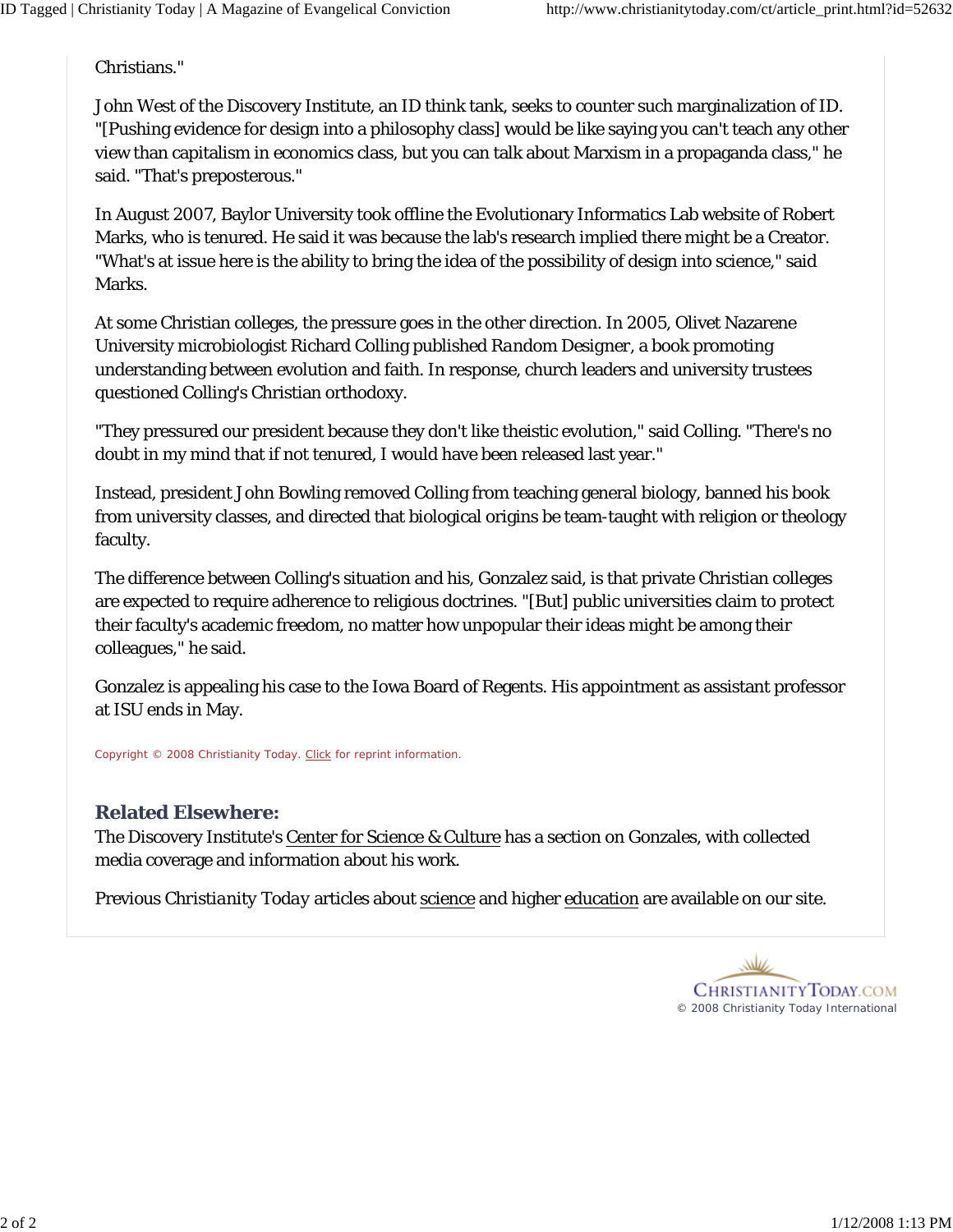Christians."

John West of the Discovery Institute, an ID think tank, seeks to counter such marginalization of ID. "[Pushing evidence for design into a philosophy class] would be like saying you can't teach any other view than capitalism in economics class, but you can talk about Marxism in a propaganda class," he said. "That's preposterous."

In August 2007, Baylor University took offline the Evolutionary Informatics Lab website of Robert Marks, who is tenured. He said it was because the lab's research implied there might be a Creator. "What's at issue here is the ability to bring the idea of the possibility of design into science," said Marks.

At some Christian colleges, the pressure goes in the other direction. In 2005, Olivet Nazarene University microbiologist Richard Colling published *Random Designer*, a book promoting understanding between evolution and faith. In response, church leaders and university trustees questioned Colling's Christian orthodoxy.

"They pressured our president because they don't like theistic evolution," said Colling. "There's no doubt in my mind that if not tenured, I would have been released last year."

Instead, president John Bowling removed Colling from teaching general biology, banned his book from university classes, and directed that biological origins be team-taught with religion or theology faculty.

The difference between Colling's situation and his, Gonzalez said, is that private Christian colleges are expected to require adherence to religious doctrines. "[But] public universities claim to protect their faculty's academic freedom, no matter how unpopular their ideas might be among their colleagues," he said.

Gonzalez is appealing his case to the Iowa Board of Regents. His appointment as assistant professor at ISU ends in May.

Copyright © 2008 Christianity Today. Click for reprint information.

## Related Elsewhere:

The Discovery Institute's Center for Science & Culture has a section on Gonzales, with collected media coverage and information about his work.

Previous *Christianity Today* articles about science and higher education are available on our site.

ChristianityToday.com
© 2008 Christianity Today International